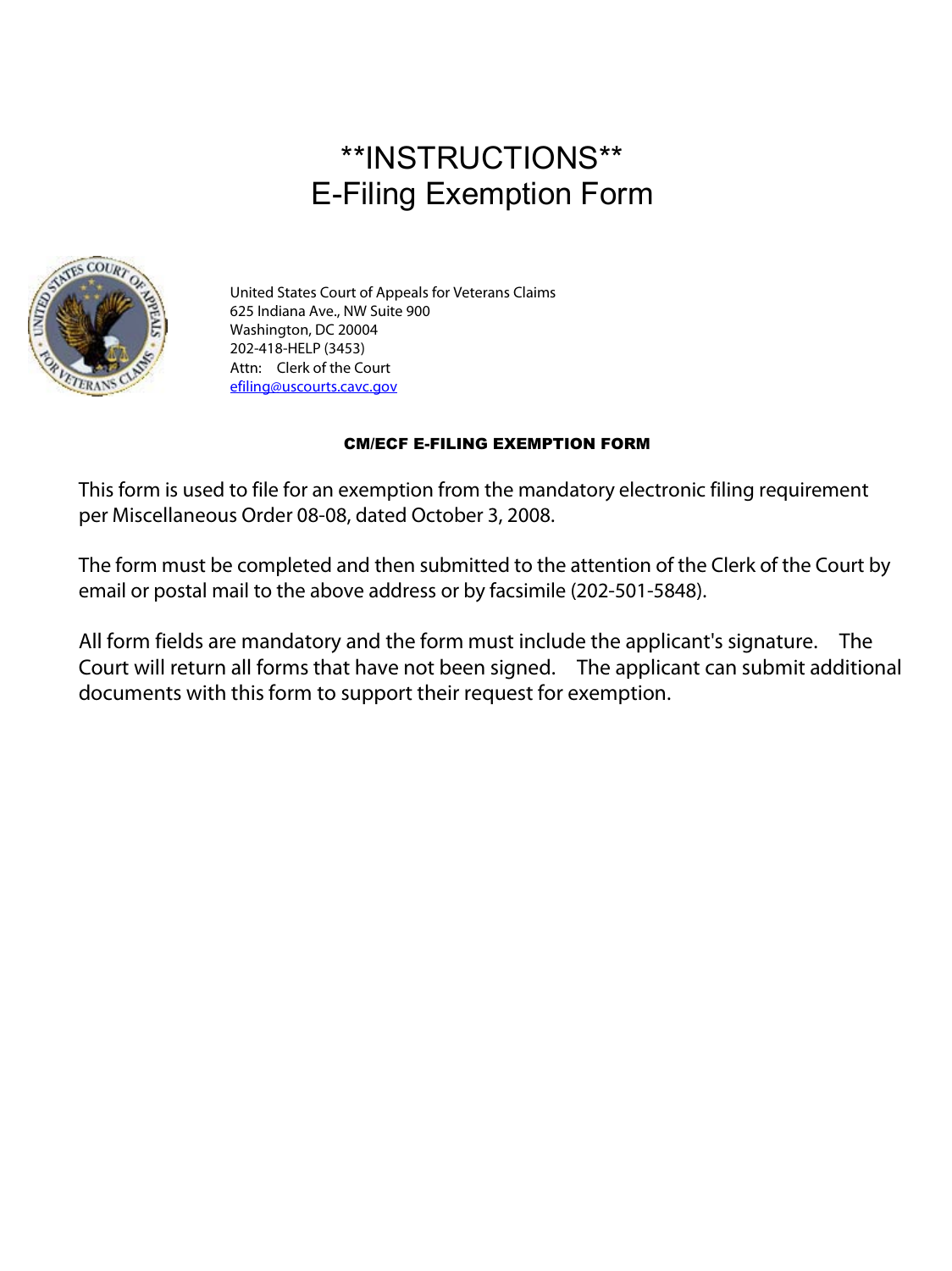# **INSTRUCTIONS**
# E-Filing Exemption Form

United States Court of Appeals for Veterans Claims
625 Indiana Ave., NW Suite 900
Washington, DC 20004
202-418-HELP (3453)
Attn: Clerk of the Court
efiling@uscourts.cavc.gov

### CM/ECF E-FILING EXEMPTION FORM

This form is used to file for an exemption from the mandatory electronic filing requirement per Miscellaneous Order 08-08, dated October 3, 2008.

The form must be completed and then submitted to the attention of the Clerk of the Court by email or postal mail to the above address or by facsimile (202-501-5848).

All form fields are mandatory and the form must include the applicant's signature. The Court will return all forms that have not been signed. The applicant can submit additional documents with this form to support their request for exemption.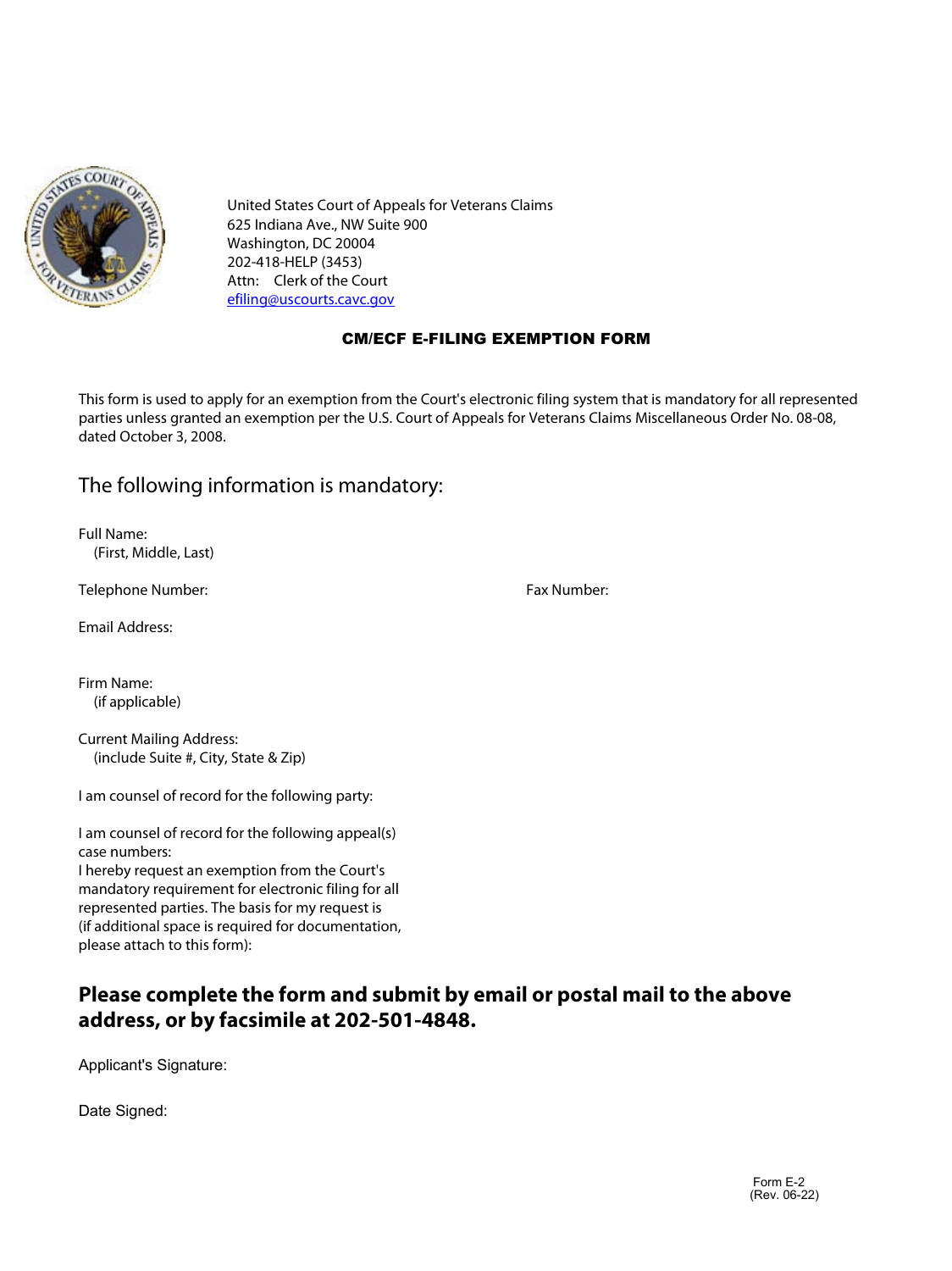United States Court of Appeals for Veterans Claims
625 Indiana Ave., NW Suite 900
Washington, DC 20004
202-418-HELP (3453)
Attn: Clerk of the Court
efiling@uscourts.cavc.gov

### CM/ECF E-FILING EXEMPTION FORM

This form is used to apply for an exemption from the Court's electronic filing system that is mandatory for all represented parties unless granted an exemption per the U.S. Court of Appeals for Veterans Claims Miscellaneous Order No. 08-08, dated October 3, 2008.

## The following information is mandatory:

Full Name:
(First, Middle, Last)

Telephone Number:

Fax Number:

Email Address:

Firm Name:
(if applicable)

Current Mailing Address:
(include Suite #, City, State & Zip)

I am counsel of record for the following party:

I am counsel of record for the following appeal(s) case numbers:

I hereby request an exemption from the Court's mandatory requirement for electronic filing for all represented parties. The basis for my request is (if additional space is required for documentation, please attach to this form):

**Please complete the form and submit by email or postal mail to the above address, or by facsimile at 202-501-4848.**

Applicant's Signature:

Date Signed:

Form E-2
(Rev. 06-22)